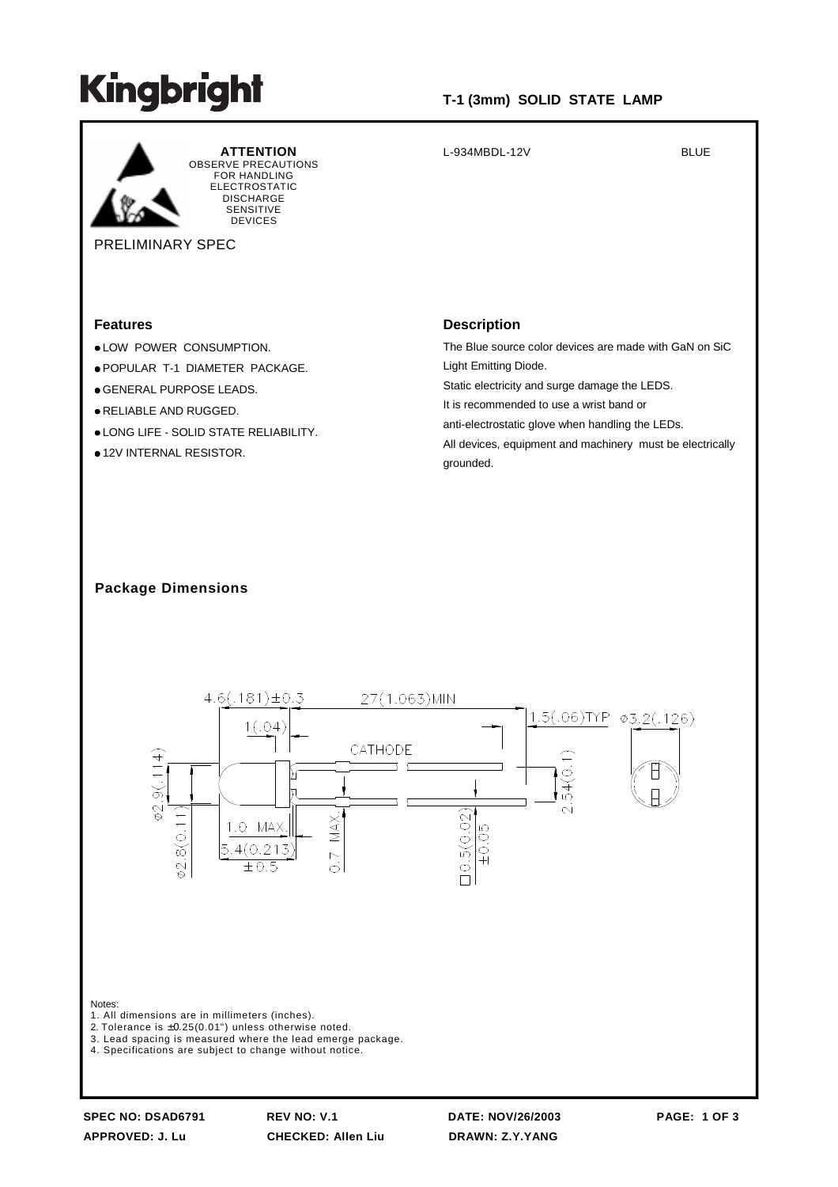# Kingbright

**T-1 (3mm) SOLID STATE LAMP**

**ATTENTION**
OBSERVE PRECAUTIONS FOR HANDLING ELECTROSTATIC DISCHARGE SENSITIVE DEVICES

L-934MBDL-12V BLUE

PRELIMINARY SPEC

## Features

- LOW POWER CONSUMPTION.
- POPULAR T-1 DIAMETER PACKAGE.
- GENERAL PURPOSE LEADS.
- RELIABLE AND RUGGED.
- LONG LIFE - SOLID STATE RELIABILITY.
- 12V INTERNAL RESISTOR.

## Description

The Blue source color devices are made with GaN on SiC Light Emitting Diode.

Static electricity and surge damage the LEDS.

It is recommended to use a wrist band or anti-electrostatic glove when handling the LEDs.

All devices, equipment and machinery must be electrically grounded.

## Package Dimensions

4.6(.181)±0.3　27(1.063)MIN　1(.04)　1.5(.06)TYP　φ3.2(.126)　CATHODE　φ2.9(.114)　φ2.8(0.11)　1.0 MAX.　5.4(0.213) ±0.5　0.7 MAX.　□0.5(0.02) ±0.05　2.54(0.1)

Notes:

1. All dimensions are in millimeters (inches).
2. Tolerance is ±0.25(0.01") unless otherwise noted.
3. Lead spacing is measured where the lead emerge package.
4. Specifications are subject to change without notice.

**SPEC NO: DSAD6791**　**REV NO: V.1**　**DATE: NOV/26/2003**
**APPROVED: J. Lu**　**CHECKED: Allen Liu**　**DRAWN: Z.Y.YANG**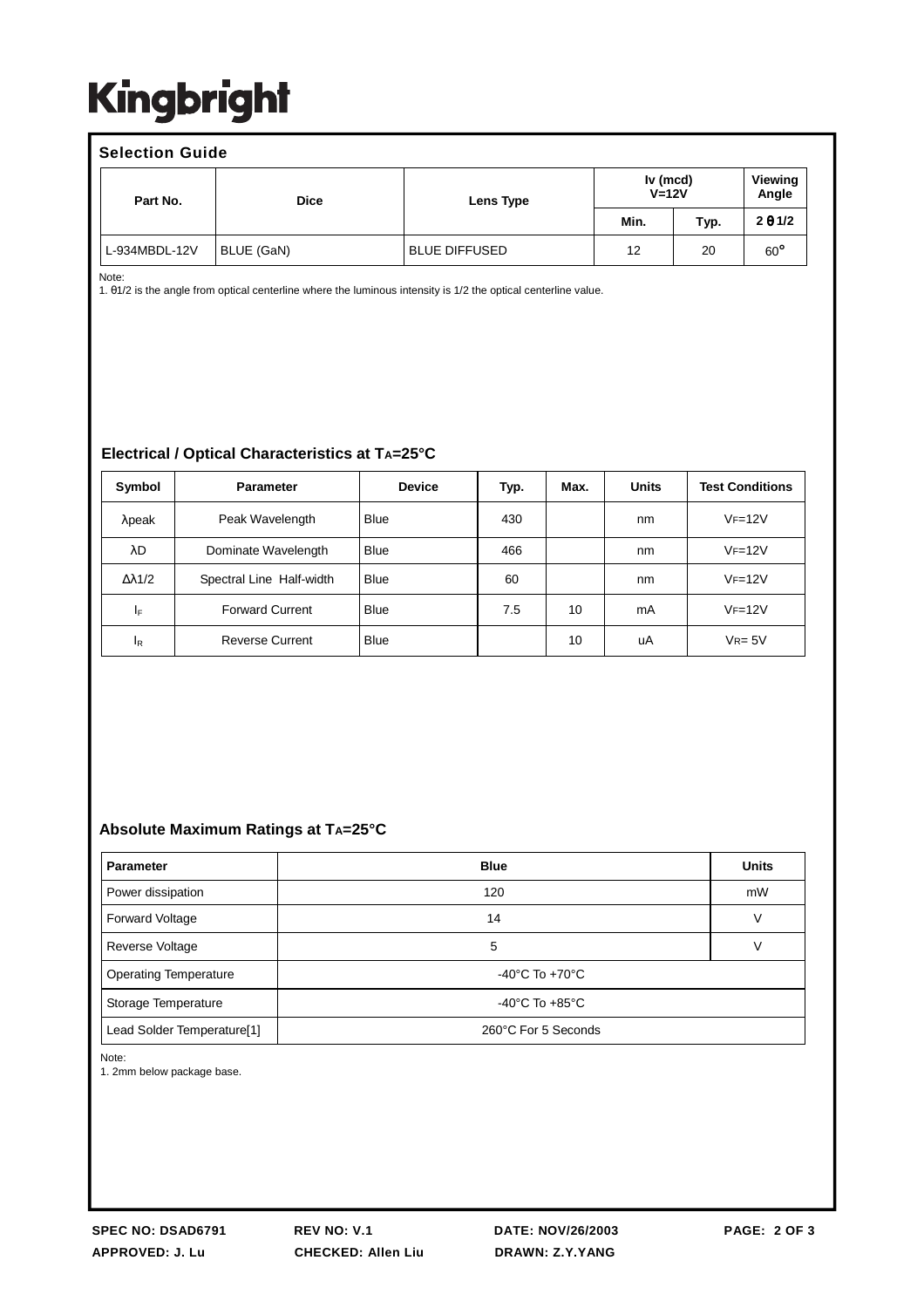Kingbright

## Selection Guide

| Part No. | Dice | Lens Type | Iv (mcd) V=12V | | Viewing Angle |
|---|---|---|---|---|---|
| | | | Min. | Typ. | $2\theta 1/2$ |
| L-934MBDL-12V | BLUE (GaN) | BLUE DIFFUSED | 12 | 20 | 60° |

Note:
1. θ1/2 is the angle from optical centerline where the luminous intensity is 1/2 the optical centerline value.

## Electrical / Optical Characteristics at $T_A$=25°C

| Symbol | Parameter | Device | Typ. | Max. | Units | Test Conditions |
|---|---|---|---|---|---|---|
| λpeak | Peak Wavelength | Blue | 430 | | nm | $V_F$=12V |
| λD | Dominate Wavelength | Blue | 466 | | nm | $V_F$=12V |
| Δλ1/2 | Spectral Line Half-width | Blue | 60 | | nm | $V_F$=12V |
| $I_F$ | Forward Current | Blue | 7.5 | 10 | mA | $V_F$=12V |
| $I_R$ | Reverse Current | Blue | | 10 | uA | $V_R$= 5V |

## Absolute Maximum Ratings at $T_A$=25°C

| Parameter | Blue | Units |
|---|---|---|
| Power dissipation | 120 | mW |
| Forward Voltage | 14 | V |
| Reverse Voltage | 5 | V |
| Operating Temperature | -40°C To +70°C | |
| Storage Temperature | -40°C To +85°C | |
| Lead Solder Temperature[1] | 260°C For 5 Seconds | |

Note:
1. 2mm below package base.

SPEC NO: DSAD6791 REV NO: V.1 DATE: NOV/26/2003
APPROVED: J. Lu CHECKED: Allen Liu DRAWN: Z.Y.YANG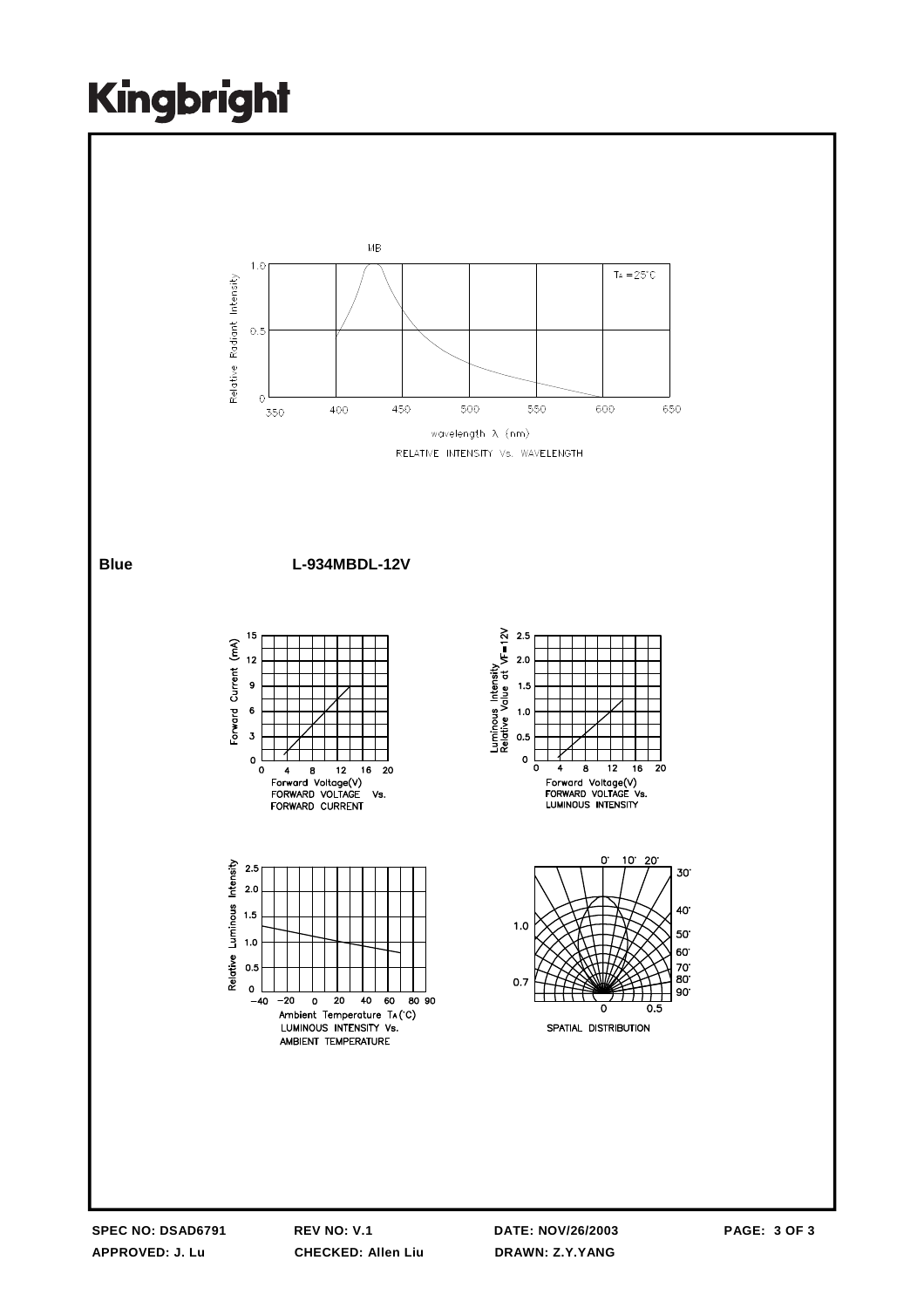# Kingbright

MB

1.0

0.5

0

Relative Radiant Intensity

$T_a = 25°C$

350 400 450 500 550 600 650

wavelength λ (nm)

RELATIVE INTENSITY Vs. WAVELENGTH

**Blue** **L-934MBDL-12V**

Forward Current (mA)

15
12
9
6
3
0

0 4 8 12 16 20

Forward Voltage(V)

FORWARD VOLTAGE Vs. FORWARD CURRENT

Luminous Intensity Relative Value at VF=12V

2.5
2.0
1.5
1.0
0.5
0

0 4 8 12 16 20

Forward Voltage(V)

FORWARD VOLTAGE Vs. LUMINOUS INTENSITY

Relative Luminous Intensity

2.5
2.0
1.5
1.0
0.5
0

−40 −20 0 20 40 60 80 90

Ambient Temperature $T_A$(°C)

LUMINOUS INTENSITY Vs. AMBIENT TEMPERATURE

0° 10° 20° 30° 40° 50° 60° 70° 80° 90°

1.0

0.7

0 0.5

SPATIAL DISTRIBUTION

SPEC NO: DSAD6791 REV NO: V.1 DATE: NOV/26/2003

APPROVED: J. Lu CHECKED: Allen Liu DRAWN: Z.Y.YANG